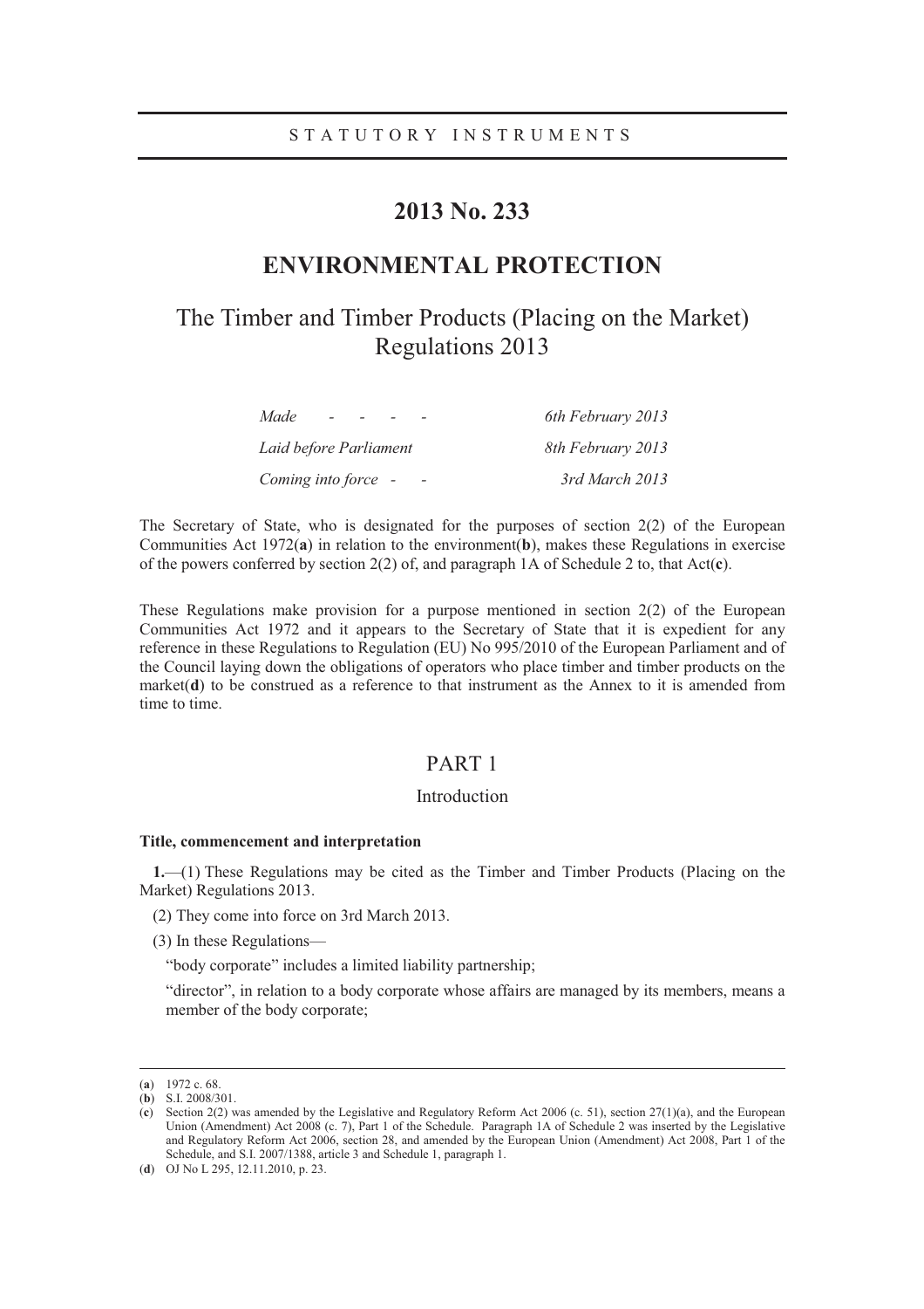STATUTORY INSTRUMENTS

# 2013 No. 233

## ENVIRONMENTAL PROTECTION

## The Timber and Timber Products (Placing on the Market) Regulations 2013

| | |
|---|---|
| *Made* - - - - | *6th February 2013* |
| *Laid before Parliament* | *8th February 2013* |
| *Coming into force* - - | *3rd March 2013* |

The Secretary of State, who is designated for the purposes of section 2(2) of the European Communities Act 1972(**a**) in relation to the environment(**b**), makes these Regulations in exercise of the powers conferred by section 2(2) of, and paragraph 1A of Schedule 2 to, that Act(**c**).

These Regulations make provision for a purpose mentioned in section 2(2) of the European Communities Act 1972 and it appears to the Secretary of State that it is expedient for any reference in these Regulations to Regulation (EU) No 995/2010 of the European Parliament and of the Council laying down the obligations of operators who place timber and timber products on the market(**d**) to be construed as a reference to that instrument as the Annex to it is amended from time to time.

## PART 1

### Introduction

#### Title, commencement and interpretation

**1.**—(1) These Regulations may be cited as the Timber and Timber Products (Placing on the Market) Regulations 2013.

(2) They come into force on 3rd March 2013.

(3) In these Regulations—

"body corporate" includes a limited liability partnership;

"director", in relation to a body corporate whose affairs are managed by its members, means a member of the body corporate;

---

(**a**) 1972 c. 68.

(**b**) S.I. 2008/301.

(**c**) Section 2(2) was amended by the Legislative and Regulatory Reform Act 2006 (c. 51), section 27(1)(a), and the European Union (Amendment) Act 2008 (c. 7), Part 1 of the Schedule. Paragraph 1A of Schedule 2 was inserted by the Legislative and Regulatory Reform Act 2006, section 28, and amended by the European Union (Amendment) Act 2008, Part 1 of the Schedule, and S.I. 2007/1388, article 3 and Schedule 1, paragraph 1.

(**d**) OJ No L 295, 12.11.2010, p. 23.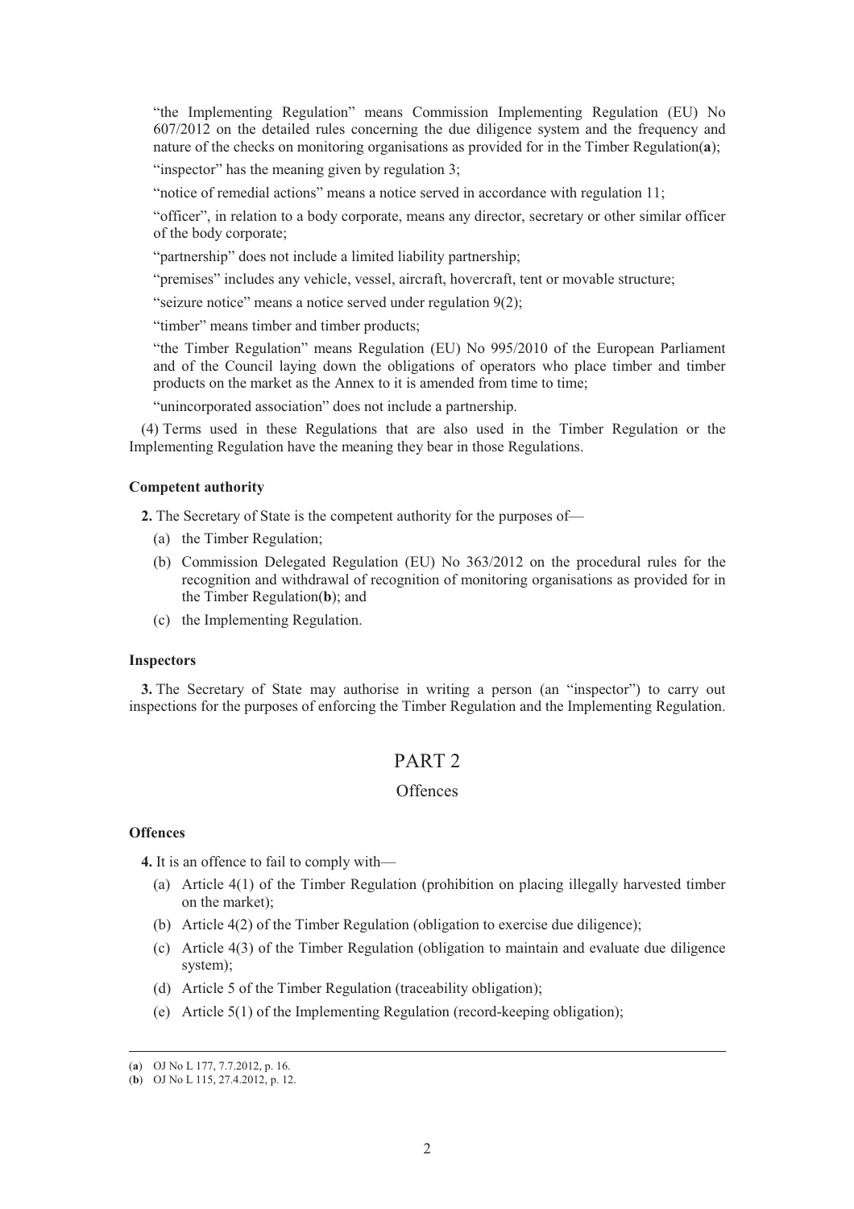"the Implementing Regulation" means Commission Implementing Regulation (EU) No 607/2012 on the detailed rules concerning the due diligence system and the frequency and nature of the checks on monitoring organisations as provided for in the Timber Regulation(**a**);

"inspector" has the meaning given by regulation 3;

"notice of remedial actions" means a notice served in accordance with regulation 11;

"officer", in relation to a body corporate, means any director, secretary or other similar officer of the body corporate;

"partnership" does not include a limited liability partnership;

"premises" includes any vehicle, vessel, aircraft, hovercraft, tent or movable structure;

"seizure notice" means a notice served under regulation 9(2);

"timber" means timber and timber products;

"the Timber Regulation" means Regulation (EU) No 995/2010 of the European Parliament and of the Council laying down the obligations of operators who place timber and timber products on the market as the Annex to it is amended from time to time;

"unincorporated association" does not include a partnership.

(4) Terms used in these Regulations that are also used in the Timber Regulation or the Implementing Regulation have the meaning they bear in those Regulations.

**Competent authority**

**2.** The Secretary of State is the competent authority for the purposes of—

(a) the Timber Regulation;

(b) Commission Delegated Regulation (EU) No 363/2012 on the procedural rules for the recognition and withdrawal of recognition of monitoring organisations as provided for in the Timber Regulation(**b**); and

(c) the Implementing Regulation.

**Inspectors**

**3.** The Secretary of State may authorise in writing a person (an "inspector") to carry out inspections for the purposes of enforcing the Timber Regulation and the Implementing Regulation.

# PART 2

## Offences

**Offences**

**4.** It is an offence to fail to comply with—

(a) Article 4(1) of the Timber Regulation (prohibition on placing illegally harvested timber on the market);

(b) Article 4(2) of the Timber Regulation (obligation to exercise due diligence);

(c) Article 4(3) of the Timber Regulation (obligation to maintain and evaluate due diligence system);

(d) Article 5 of the Timber Regulation (traceability obligation);

(e) Article 5(1) of the Implementing Regulation (record-keeping obligation);

---

(**a**) OJ No L 177, 7.7.2012, p. 16.

(**b**) OJ No L 115, 27.4.2012, p. 12.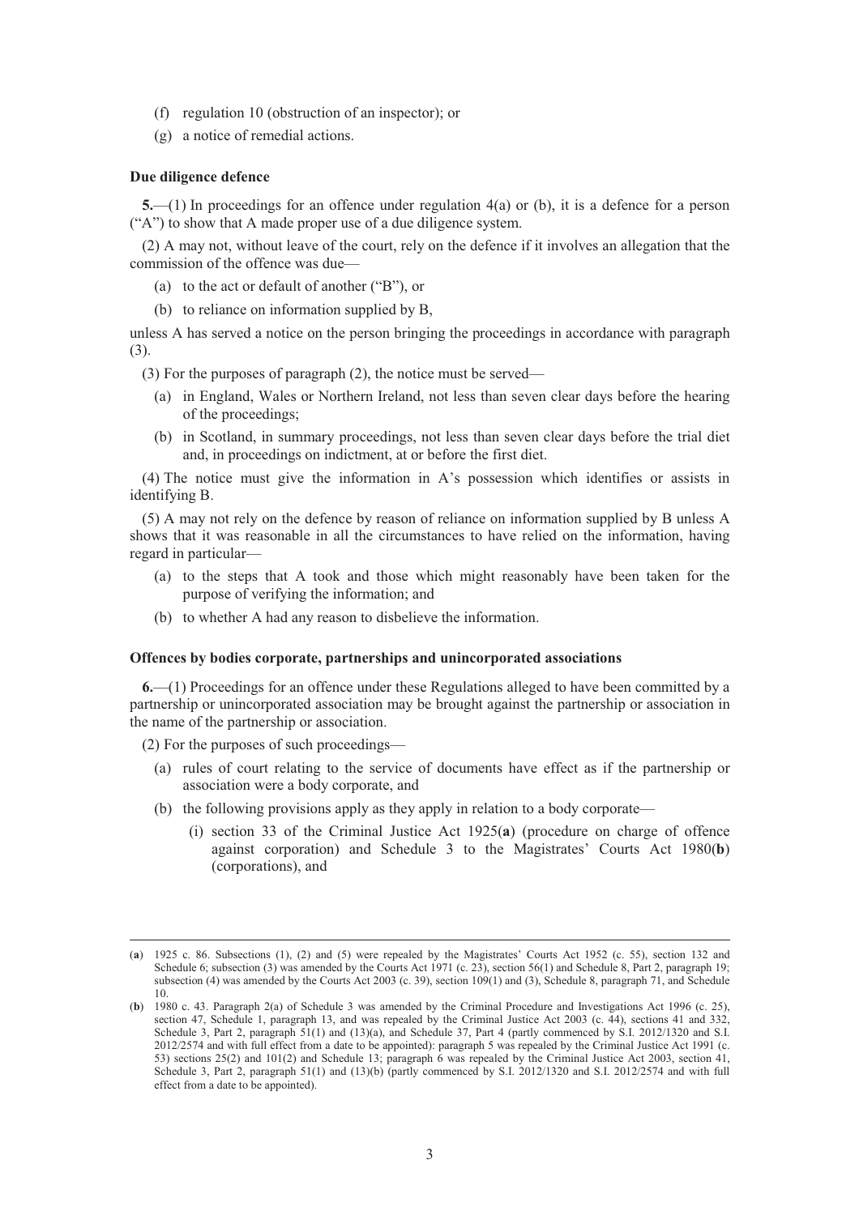(f) regulation 10 (obstruction of an inspector); or

(g) a notice of remedial actions.

**Due diligence defence**

**5.**—(1) In proceedings for an offence under regulation 4(a) or (b), it is a defence for a person ("A") to show that A made proper use of a due diligence system.

(2) A may not, without leave of the court, rely on the defence if it involves an allegation that the commission of the offence was due—

(a) to the act or default of another ("B"), or

(b) to reliance on information supplied by B,

unless A has served a notice on the person bringing the proceedings in accordance with paragraph (3).

(3) For the purposes of paragraph (2), the notice must be served—

(a) in England, Wales or Northern Ireland, not less than seven clear days before the hearing of the proceedings;

(b) in Scotland, in summary proceedings, not less than seven clear days before the trial diet and, in proceedings on indictment, at or before the first diet.

(4) The notice must give the information in A's possession which identifies or assists in identifying B.

(5) A may not rely on the defence by reason of reliance on information supplied by B unless A shows that it was reasonable in all the circumstances to have relied on the information, having regard in particular—

(a) to the steps that A took and those which might reasonably have been taken for the purpose of verifying the information; and

(b) to whether A had any reason to disbelieve the information.

**Offences by bodies corporate, partnerships and unincorporated associations**

**6.**—(1) Proceedings for an offence under these Regulations alleged to have been committed by a partnership or unincorporated association may be brought against the partnership or association in the name of the partnership or association.

(2) For the purposes of such proceedings—

(a) rules of court relating to the service of documents have effect as if the partnership or association were a body corporate, and

(b) the following provisions apply as they apply in relation to a body corporate—

(i) section 33 of the Criminal Justice Act 1925(**a**) (procedure on charge of offence against corporation) and Schedule 3 to the Magistrates' Courts Act 1980(**b**) (corporations), and

---

(**a**) 1925 c. 86. Subsections (1), (2) and (5) were repealed by the Magistrates' Courts Act 1952 (c. 55), section 132 and Schedule 6; subsection (3) was amended by the Courts Act 1971 (c. 23), section 56(1) and Schedule 8, Part 2, paragraph 19; subsection (4) was amended by the Courts Act 2003 (c. 39), section 109(1) and (3), Schedule 8, paragraph 71, and Schedule 10.

(**b**) 1980 c. 43. Paragraph 2(a) of Schedule 3 was amended by the Criminal Procedure and Investigations Act 1996 (c. 25), section 47, Schedule 1, paragraph 13, and was repealed by the Criminal Justice Act 2003 (c. 44), sections 41 and 332, Schedule 3, Part 2, paragraph 51(1) and (13)(a), and Schedule 37, Part 4 (partly commenced by S.I. 2012/1320 and S.I. 2012/2574 and with full effect from a date to be appointed): paragraph 5 was repealed by the Criminal Justice Act 1991 (c. 53) sections 25(2) and 101(2) and Schedule 13; paragraph 6 was repealed by the Criminal Justice Act 2003, section 41, Schedule 3, Part 2, paragraph 51(1) and (13)(b) (partly commenced by S.I. 2012/1320 and S.I. 2012/2574 and with full effect from a date to be appointed).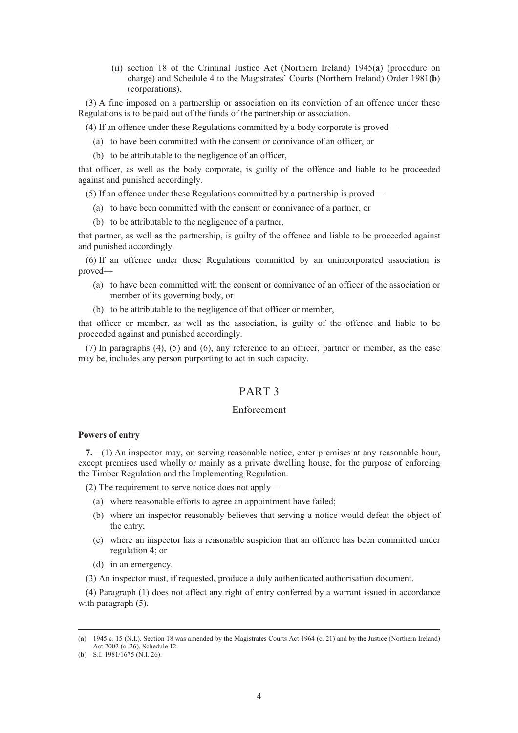(ii) section 18 of the Criminal Justice Act (Northern Ireland) 1945(**a**) (procedure on charge) and Schedule 4 to the Magistrates' Courts (Northern Ireland) Order 1981(**b**) (corporations).

(3) A fine imposed on a partnership or association on its conviction of an offence under these Regulations is to be paid out of the funds of the partnership or association.

(4) If an offence under these Regulations committed by a body corporate is proved—

(a) to have been committed with the consent or connivance of an officer, or

(b) to be attributable to the negligence of an officer,

that officer, as well as the body corporate, is guilty of the offence and liable to be proceeded against and punished accordingly.

(5) If an offence under these Regulations committed by a partnership is proved—

(a) to have been committed with the consent or connivance of a partner, or

(b) to be attributable to the negligence of a partner,

that partner, as well as the partnership, is guilty of the offence and liable to be proceeded against and punished accordingly.

(6) If an offence under these Regulations committed by an unincorporated association is proved—

(a) to have been committed with the consent or connivance of an officer of the association or member of its governing body, or

(b) to be attributable to the negligence of that officer or member,

that officer or member, as well as the association, is guilty of the offence and liable to be proceeded against and punished accordingly.

(7) In paragraphs (4), (5) and (6), any reference to an officer, partner or member, as the case may be, includes any person purporting to act in such capacity.

## PART 3

### Enforcement

**Powers of entry**

**7.**—(1) An inspector may, on serving reasonable notice, enter premises at any reasonable hour, except premises used wholly or mainly as a private dwelling house, for the purpose of enforcing the Timber Regulation and the Implementing Regulation.

(2) The requirement to serve notice does not apply—

(a) where reasonable efforts to agree an appointment have failed;

(b) where an inspector reasonably believes that serving a notice would defeat the object of the entry;

(c) where an inspector has a reasonable suspicion that an offence has been committed under regulation 4; or

(d) in an emergency.

(3) An inspector must, if requested, produce a duly authenticated authorisation document.

(4) Paragraph (1) does not affect any right of entry conferred by a warrant issued in accordance with paragraph (5).

---

(**a**) 1945 c. 15 (N.I.). Section 18 was amended by the Magistrates Courts Act 1964 (c. 21) and by the Justice (Northern Ireland) Act 2002 (c. 26), Schedule 12.

(**b**) S.I. 1981/1675 (N.I. 26).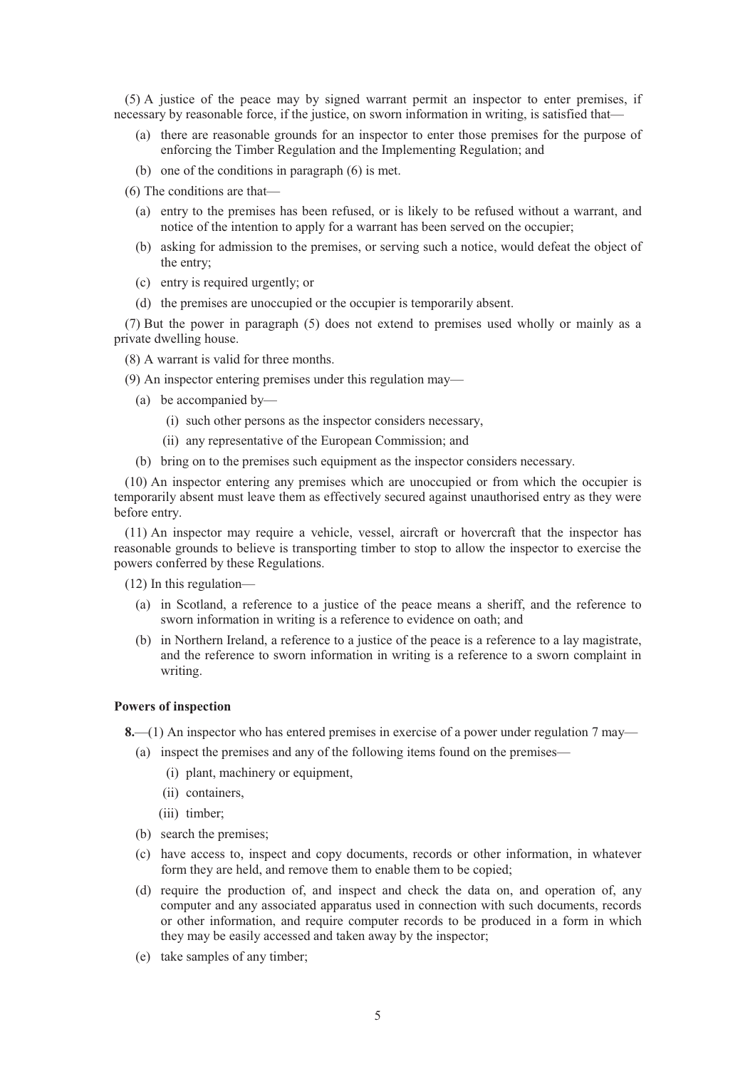(5) A justice of the peace may by signed warrant permit an inspector to enter premises, if necessary by reasonable force, if the justice, on sworn information in writing, is satisfied that—

(a) there are reasonable grounds for an inspector to enter those premises for the purpose of enforcing the Timber Regulation and the Implementing Regulation; and

(b) one of the conditions in paragraph (6) is met.

(6) The conditions are that—

(a) entry to the premises has been refused, or is likely to be refused without a warrant, and notice of the intention to apply for a warrant has been served on the occupier;

(b) asking for admission to the premises, or serving such a notice, would defeat the object of the entry;

(c) entry is required urgently; or

(d) the premises are unoccupied or the occupier is temporarily absent.

(7) But the power in paragraph (5) does not extend to premises used wholly or mainly as a private dwelling house.

(8) A warrant is valid for three months.

(9) An inspector entering premises under this regulation may—

(a) be accompanied by—

(i) such other persons as the inspector considers necessary,

(ii) any representative of the European Commission; and

(b) bring on to the premises such equipment as the inspector considers necessary.

(10) An inspector entering any premises which are unoccupied or from which the occupier is temporarily absent must leave them as effectively secured against unauthorised entry as they were before entry.

(11) An inspector may require a vehicle, vessel, aircraft or hovercraft that the inspector has reasonable grounds to believe is transporting timber to stop to allow the inspector to exercise the powers conferred by these Regulations.

(12) In this regulation—

(a) in Scotland, a reference to a justice of the peace means a sheriff, and the reference to sworn information in writing is a reference to evidence on oath; and

(b) in Northern Ireland, a reference to a justice of the peace is a reference to a lay magistrate, and the reference to sworn information in writing is a reference to a sworn complaint in writing.

**Powers of inspection**

**8.**—(1) An inspector who has entered premises in exercise of a power under regulation 7 may—

(a) inspect the premises and any of the following items found on the premises—

(i) plant, machinery or equipment,

(ii) containers,

(iii) timber;

(b) search the premises;

(c) have access to, inspect and copy documents, records or other information, in whatever form they are held, and remove them to enable them to be copied;

(d) require the production of, and inspect and check the data on, and operation of, any computer and any associated apparatus used in connection with such documents, records or other information, and require computer records to be produced in a form in which they may be easily accessed and taken away by the inspector;

(e) take samples of any timber;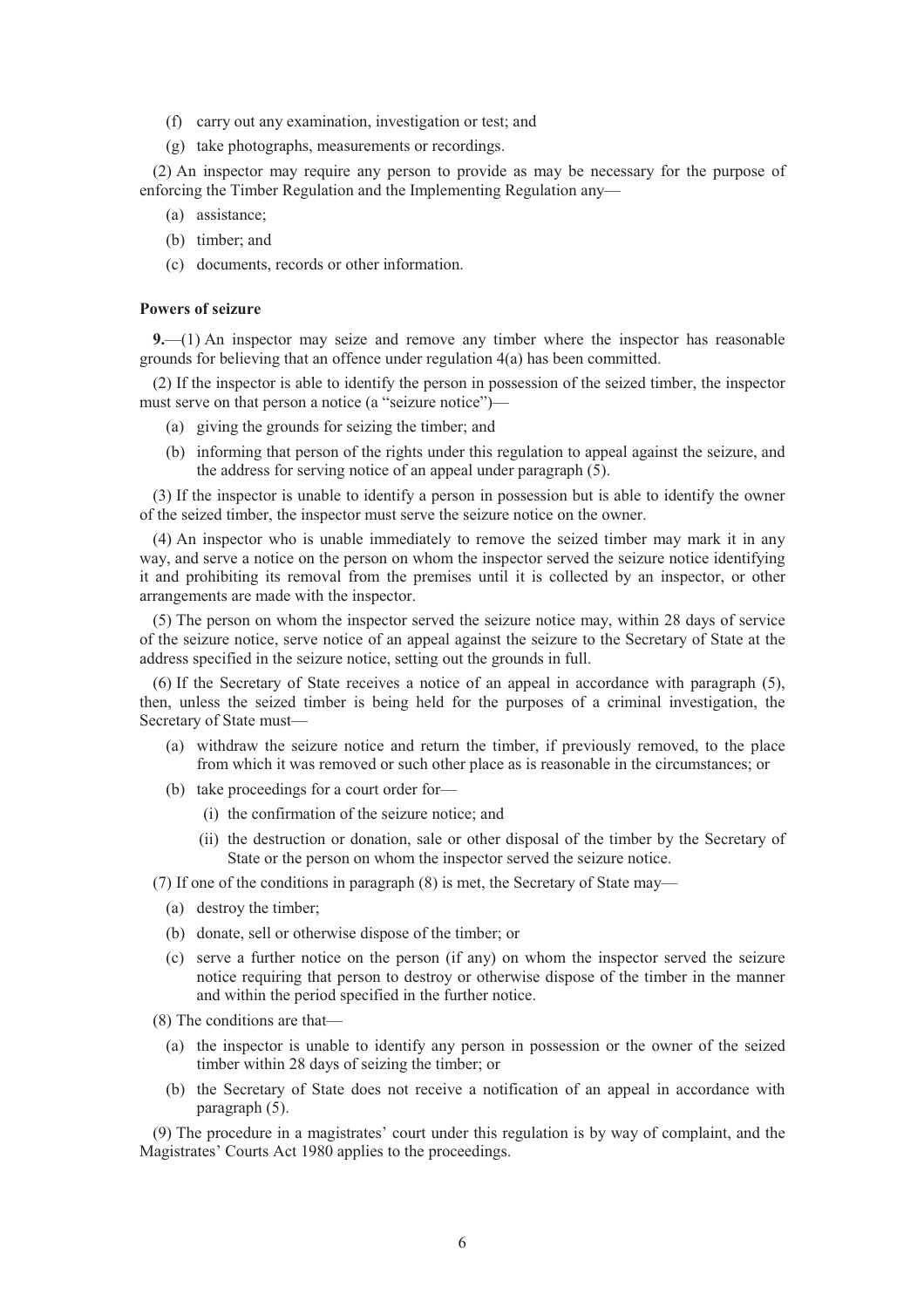(f) carry out any examination, investigation or test; and

(g) take photographs, measurements or recordings.

(2) An inspector may require any person to provide as may be necessary for the purpose of enforcing the Timber Regulation and the Implementing Regulation any—

(a) assistance;

(b) timber; and

(c) documents, records or other information.

**Powers of seizure**

**9.**—(1) An inspector may seize and remove any timber where the inspector has reasonable grounds for believing that an offence under regulation 4(a) has been committed.

(2) If the inspector is able to identify the person in possession of the seized timber, the inspector must serve on that person a notice (a "seizure notice")—

(a) giving the grounds for seizing the timber; and

(b) informing that person of the rights under this regulation to appeal against the seizure, and the address for serving notice of an appeal under paragraph (5).

(3) If the inspector is unable to identify a person in possession but is able to identify the owner of the seized timber, the inspector must serve the seizure notice on the owner.

(4) An inspector who is unable immediately to remove the seized timber may mark it in any way, and serve a notice on the person on whom the inspector served the seizure notice identifying it and prohibiting its removal from the premises until it is collected by an inspector, or other arrangements are made with the inspector.

(5) The person on whom the inspector served the seizure notice may, within 28 days of service of the seizure notice, serve notice of an appeal against the seizure to the Secretary of State at the address specified in the seizure notice, setting out the grounds in full.

(6) If the Secretary of State receives a notice of an appeal in accordance with paragraph (5), then, unless the seized timber is being held for the purposes of a criminal investigation, the Secretary of State must—

(a) withdraw the seizure notice and return the timber, if previously removed, to the place from which it was removed or such other place as is reasonable in the circumstances; or

(b) take proceedings for a court order for—

(i) the confirmation of the seizure notice; and

(ii) the destruction or donation, sale or other disposal of the timber by the Secretary of State or the person on whom the inspector served the seizure notice.

(7) If one of the conditions in paragraph (8) is met, the Secretary of State may—

(a) destroy the timber;

(b) donate, sell or otherwise dispose of the timber; or

(c) serve a further notice on the person (if any) on whom the inspector served the seizure notice requiring that person to destroy or otherwise dispose of the timber in the manner and within the period specified in the further notice.

(8) The conditions are that—

(a) the inspector is unable to identify any person in possession or the owner of the seized timber within 28 days of seizing the timber; or

(b) the Secretary of State does not receive a notification of an appeal in accordance with paragraph (5).

(9) The procedure in a magistrates' court under this regulation is by way of complaint, and the Magistrates' Courts Act 1980 applies to the proceedings.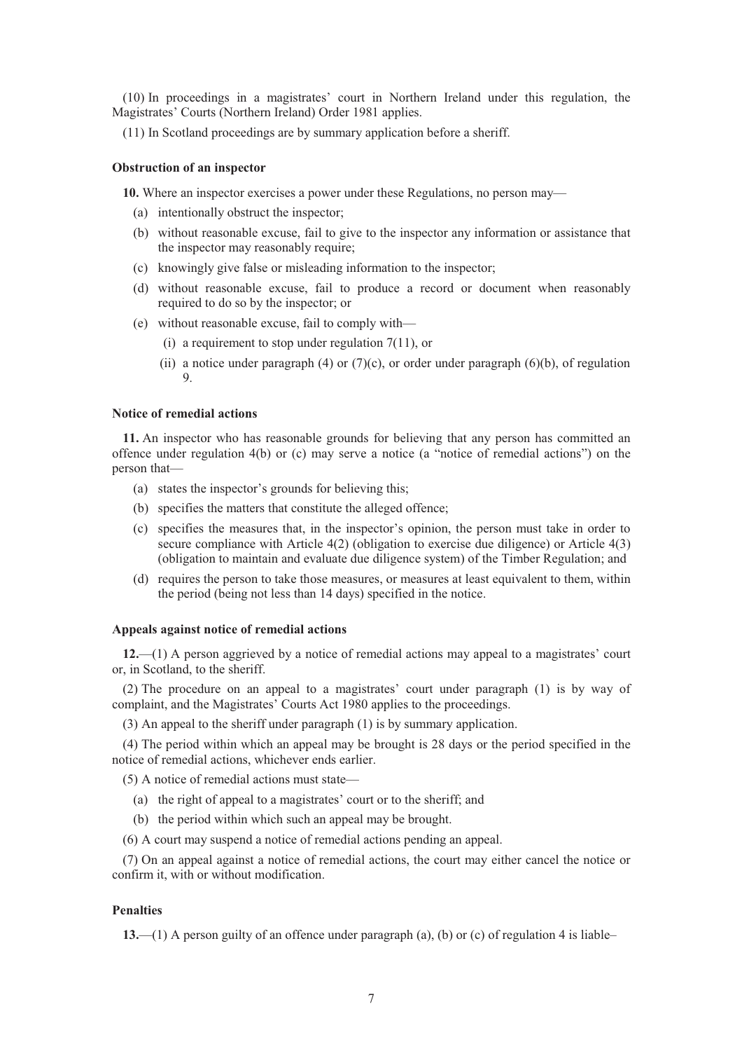(10) In proceedings in a magistrates' court in Northern Ireland under this regulation, the Magistrates' Courts (Northern Ireland) Order 1981 applies.

(11) In Scotland proceedings are by summary application before a sheriff.

**Obstruction of an inspector**

**10.** Where an inspector exercises a power under these Regulations, no person may—

(a) intentionally obstruct the inspector;

(b) without reasonable excuse, fail to give to the inspector any information or assistance that the inspector may reasonably require;

(c) knowingly give false or misleading information to the inspector;

(d) without reasonable excuse, fail to produce a record or document when reasonably required to do so by the inspector; or

(e) without reasonable excuse, fail to comply with—

(i) a requirement to stop under regulation 7(11), or

(ii) a notice under paragraph (4) or (7)(c), or order under paragraph (6)(b), of regulation 9.

**Notice of remedial actions**

**11.** An inspector who has reasonable grounds for believing that any person has committed an offence under regulation 4(b) or (c) may serve a notice (a "notice of remedial actions") on the person that—

(a) states the inspector's grounds for believing this;

(b) specifies the matters that constitute the alleged offence;

(c) specifies the measures that, in the inspector's opinion, the person must take in order to secure compliance with Article 4(2) (obligation to exercise due diligence) or Article 4(3) (obligation to maintain and evaluate due diligence system) of the Timber Regulation; and

(d) requires the person to take those measures, or measures at least equivalent to them, within the period (being not less than 14 days) specified in the notice.

**Appeals against notice of remedial actions**

**12.**—(1) A person aggrieved by a notice of remedial actions may appeal to a magistrates' court or, in Scotland, to the sheriff.

(2) The procedure on an appeal to a magistrates' court under paragraph (1) is by way of complaint, and the Magistrates' Courts Act 1980 applies to the proceedings.

(3) An appeal to the sheriff under paragraph (1) is by summary application.

(4) The period within which an appeal may be brought is 28 days or the period specified in the notice of remedial actions, whichever ends earlier.

(5) A notice of remedial actions must state—

(a) the right of appeal to a magistrates' court or to the sheriff; and

(b) the period within which such an appeal may be brought.

(6) A court may suspend a notice of remedial actions pending an appeal.

(7) On an appeal against a notice of remedial actions, the court may either cancel the notice or confirm it, with or without modification.

**Penalties**

**13.**—(1) A person guilty of an offence under paragraph (a), (b) or (c) of regulation 4 is liable–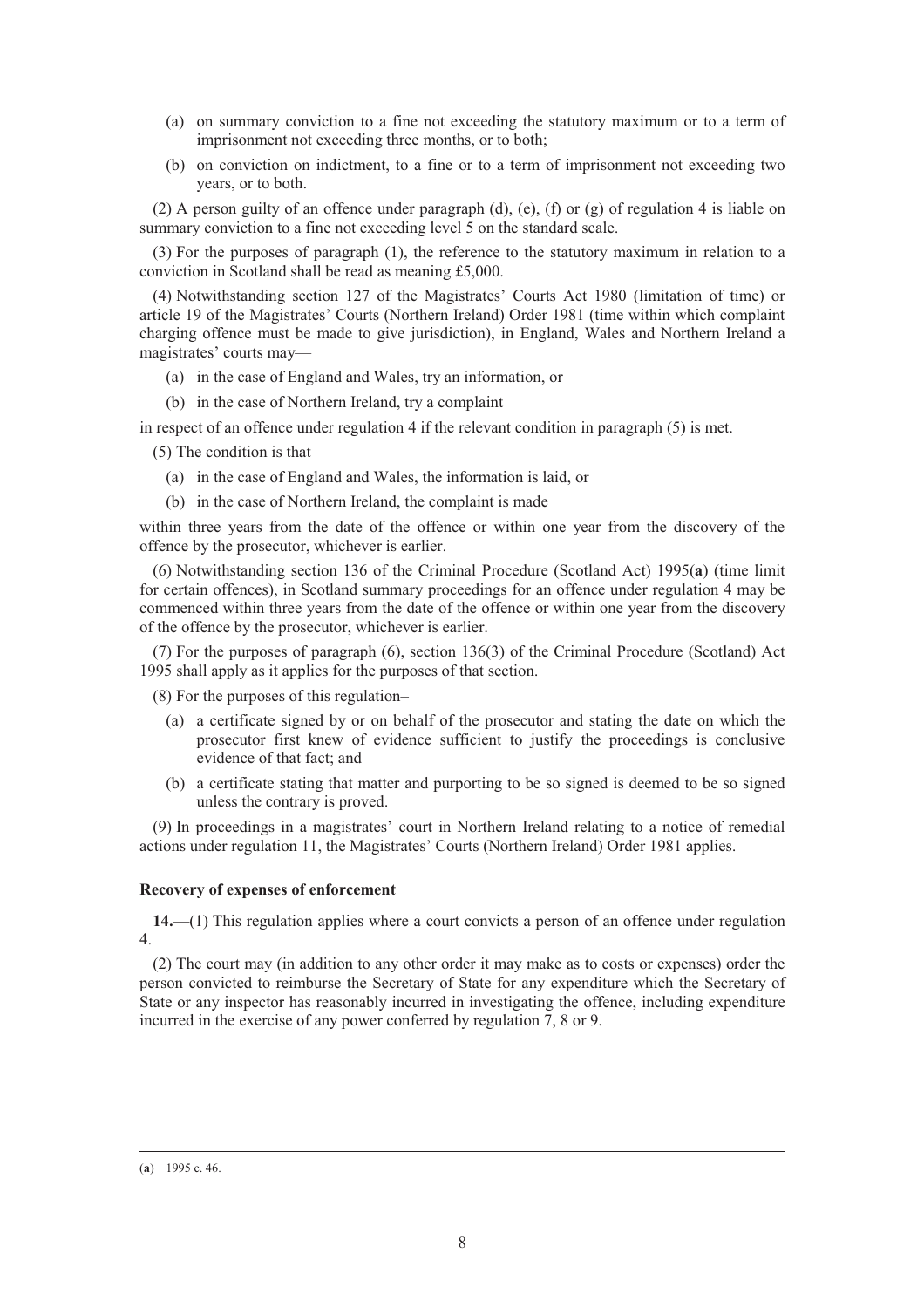(a) on summary conviction to a fine not exceeding the statutory maximum or to a term of imprisonment not exceeding three months, or to both;

(b) on conviction on indictment, to a fine or to a term of imprisonment not exceeding two years, or to both.

(2) A person guilty of an offence under paragraph (d), (e), (f) or (g) of regulation 4 is liable on summary conviction to a fine not exceeding level 5 on the standard scale.

(3) For the purposes of paragraph (1), the reference to the statutory maximum in relation to a conviction in Scotland shall be read as meaning £5,000.

(4) Notwithstanding section 127 of the Magistrates' Courts Act 1980 (limitation of time) or article 19 of the Magistrates' Courts (Northern Ireland) Order 1981 (time within which complaint charging offence must be made to give jurisdiction), in England, Wales and Northern Ireland a magistrates' courts may—

(a) in the case of England and Wales, try an information, or

(b) in the case of Northern Ireland, try a complaint

in respect of an offence under regulation 4 if the relevant condition in paragraph (5) is met.

(5) The condition is that—

(a) in the case of England and Wales, the information is laid, or

(b) in the case of Northern Ireland, the complaint is made

within three years from the date of the offence or within one year from the discovery of the offence by the prosecutor, whichever is earlier.

(6) Notwithstanding section 136 of the Criminal Procedure (Scotland Act) 1995(**a**) (time limit for certain offences), in Scotland summary proceedings for an offence under regulation 4 may be commenced within three years from the date of the offence or within one year from the discovery of the offence by the prosecutor, whichever is earlier.

(7) For the purposes of paragraph (6), section 136(3) of the Criminal Procedure (Scotland) Act 1995 shall apply as it applies for the purposes of that section.

(8) For the purposes of this regulation–

(a) a certificate signed by or on behalf of the prosecutor and stating the date on which the prosecutor first knew of evidence sufficient to justify the proceedings is conclusive evidence of that fact; and

(b) a certificate stating that matter and purporting to be so signed is deemed to be so signed unless the contrary is proved.

(9) In proceedings in a magistrates' court in Northern Ireland relating to a notice of remedial actions under regulation 11, the Magistrates' Courts (Northern Ireland) Order 1981 applies.

**Recovery of expenses of enforcement**

**14.**—(1) This regulation applies where a court convicts a person of an offence under regulation 4.

(2) The court may (in addition to any other order it may make as to costs or expenses) order the person convicted to reimburse the Secretary of State for any expenditure which the Secretary of State or any inspector has reasonably incurred in investigating the offence, including expenditure incurred in the exercise of any power conferred by regulation 7, 8 or 9.

(**a**) 1995 c. 46.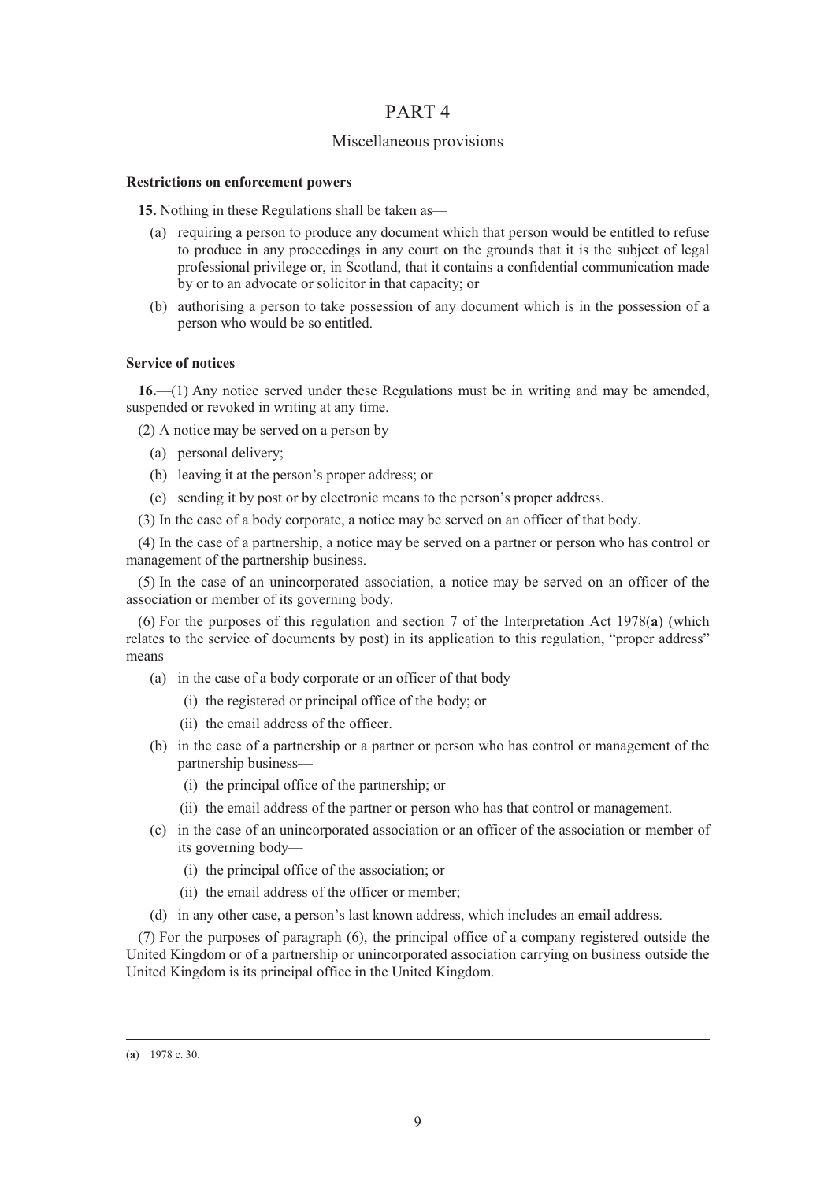# PART 4

## Miscellaneous provisions

### Restrictions on enforcement powers

**15.** Nothing in these Regulations shall be taken as—

(a) requiring a person to produce any document which that person would be entitled to refuse to produce in any proceedings in any court on the grounds that it is the subject of legal professional privilege or, in Scotland, that it contains a confidential communication made by or to an advocate or solicitor in that capacity; or

(b) authorising a person to take possession of any document which is in the possession of a person who would be so entitled.

### Service of notices

**16.**—(1) Any notice served under these Regulations must be in writing and may be amended, suspended or revoked in writing at any time.

(2) A notice may be served on a person by—

(a) personal delivery;

(b) leaving it at the person's proper address; or

(c) sending it by post or by electronic means to the person's proper address.

(3) In the case of a body corporate, a notice may be served on an officer of that body.

(4) In the case of a partnership, a notice may be served on a partner or person who has control or management of the partnership business.

(5) In the case of an unincorporated association, a notice may be served on an officer of the association or member of its governing body.

(6) For the purposes of this regulation and section 7 of the Interpretation Act 1978(**a**) (which relates to the service of documents by post) in its application to this regulation, "proper address" means—

(a) in the case of a body corporate or an officer of that body—

  (i) the registered or principal office of the body; or

  (ii) the email address of the officer.

(b) in the case of a partnership or a partner or person who has control or management of the partnership business—

  (i) the principal office of the partnership; or

  (ii) the email address of the partner or person who has that control or management.

(c) in the case of an unincorporated association or an officer of the association or member of its governing body—

  (i) the principal office of the association; or

  (ii) the email address of the officer or member;

(d) in any other case, a person's last known address, which includes an email address.

(7) For the purposes of paragraph (6), the principal office of a company registered outside the United Kingdom or of a partnership or unincorporated association carrying on business outside the United Kingdom is its principal office in the United Kingdom.

---

(**a**) 1978 c. 30.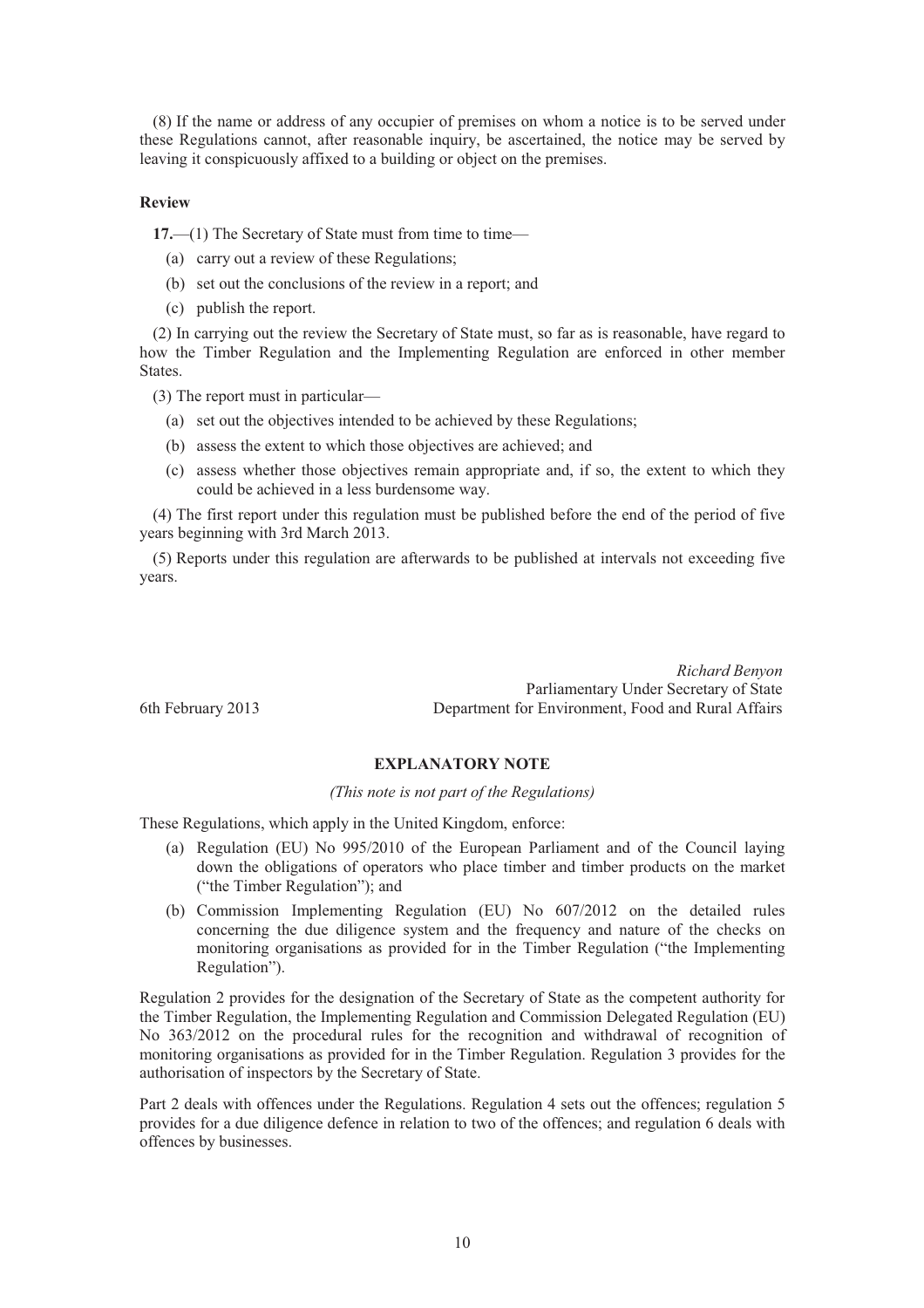(8) If the name or address of any occupier of premises on whom a notice is to be served under these Regulations cannot, after reasonable inquiry, be ascertained, the notice may be served by leaving it conspicuously affixed to a building or object on the premises.

**Review**

**17.**—(1) The Secretary of State must from time to time—

(a) carry out a review of these Regulations;

(b) set out the conclusions of the review in a report; and

(c) publish the report.

(2) In carrying out the review the Secretary of State must, so far as is reasonable, have regard to how the Timber Regulation and the Implementing Regulation are enforced in other member States.

(3) The report must in particular—

(a) set out the objectives intended to be achieved by these Regulations;

(b) assess the extent to which those objectives are achieved; and

(c) assess whether those objectives remain appropriate and, if so, the extent to which they could be achieved in a less burdensome way.

(4) The first report under this regulation must be published before the end of the period of five years beginning with 3rd March 2013.

(5) Reports under this regulation are afterwards to be published at intervals not exceeding five years.

*Richard Benyon*
Parliamentary Under Secretary of State
6th February 2013 Department for Environment, Food and Rural Affairs

**EXPLANATORY NOTE**

*(This note is not part of the Regulations)*

These Regulations, which apply in the United Kingdom, enforce:

(a) Regulation (EU) No 995/2010 of the European Parliament and of the Council laying down the obligations of operators who place timber and timber products on the market ("the Timber Regulation"); and

(b) Commission Implementing Regulation (EU) No 607/2012 on the detailed rules concerning the due diligence system and the frequency and nature of the checks on monitoring organisations as provided for in the Timber Regulation ("the Implementing Regulation").

Regulation 2 provides for the designation of the Secretary of State as the competent authority for the Timber Regulation, the Implementing Regulation and Commission Delegated Regulation (EU) No 363/2012 on the procedural rules for the recognition and withdrawal of recognition of monitoring organisations as provided for in the Timber Regulation. Regulation 3 provides for the authorisation of inspectors by the Secretary of State.

Part 2 deals with offences under the Regulations. Regulation 4 sets out the offences; regulation 5 provides for a due diligence defence in relation to two of the offences; and regulation 6 deals with offences by businesses.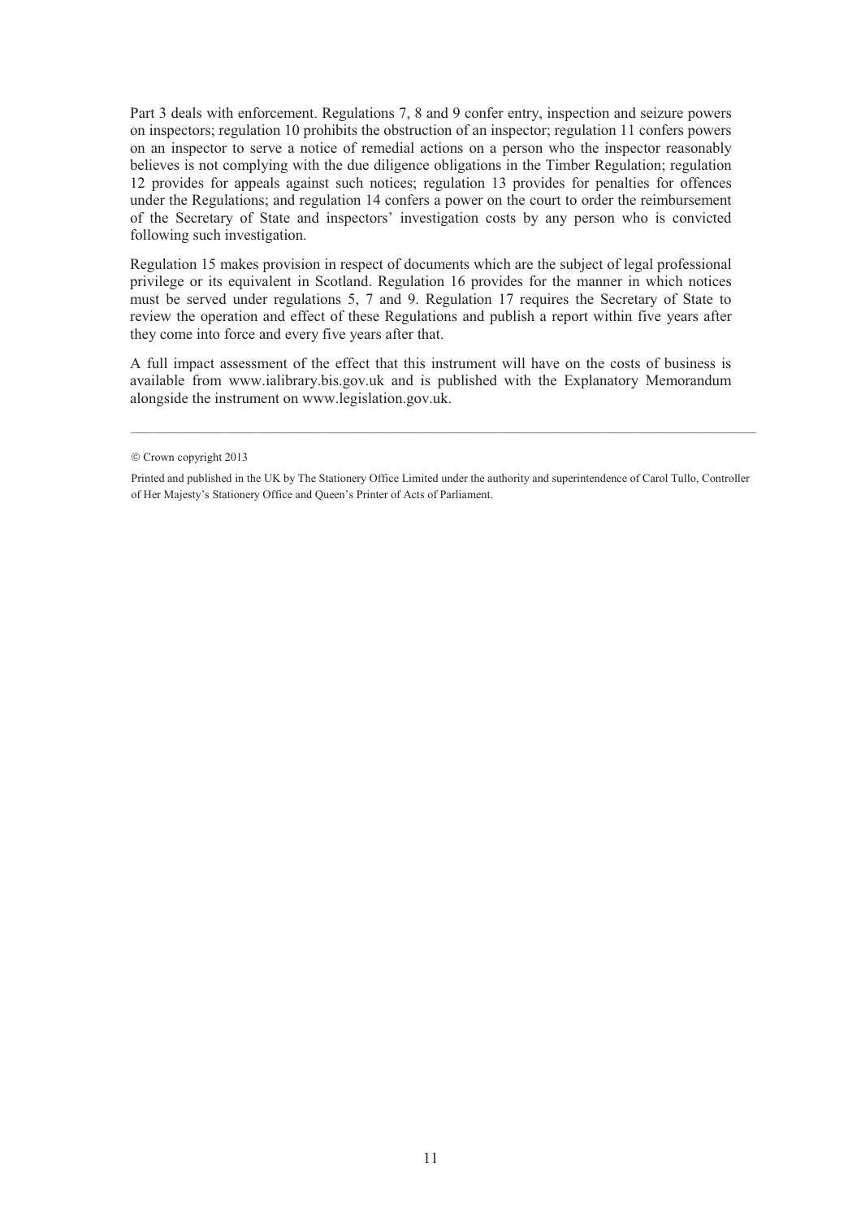Part 3 deals with enforcement. Regulations 7, 8 and 9 confer entry, inspection and seizure powers on inspectors; regulation 10 prohibits the obstruction of an inspector; regulation 11 confers powers on an inspector to serve a notice of remedial actions on a person who the inspector reasonably believes is not complying with the due diligence obligations in the Timber Regulation; regulation 12 provides for appeals against such notices; regulation 13 provides for penalties for offences under the Regulations; and regulation 14 confers a power on the court to order the reimbursement of the Secretary of State and inspectors' investigation costs by any person who is convicted following such investigation.

Regulation 15 makes provision in respect of documents which are the subject of legal professional privilege or its equivalent in Scotland. Regulation 16 provides for the manner in which notices must be served under regulations 5, 7 and 9. Regulation 17 requires the Secretary of State to review the operation and effect of these Regulations and publish a report within five years after they come into force and every five years after that.

A full impact assessment of the effect that this instrument will have on the costs of business is available from www.ialibrary.bis.gov.uk and is published with the Explanatory Memorandum alongside the instrument on www.legislation.gov.uk.

---

© Crown copyright 2013

Printed and published in the UK by The Stationery Office Limited under the authority and superintendence of Carol Tullo, Controller of Her Majesty's Stationery Office and Queen's Printer of Acts of Parliament.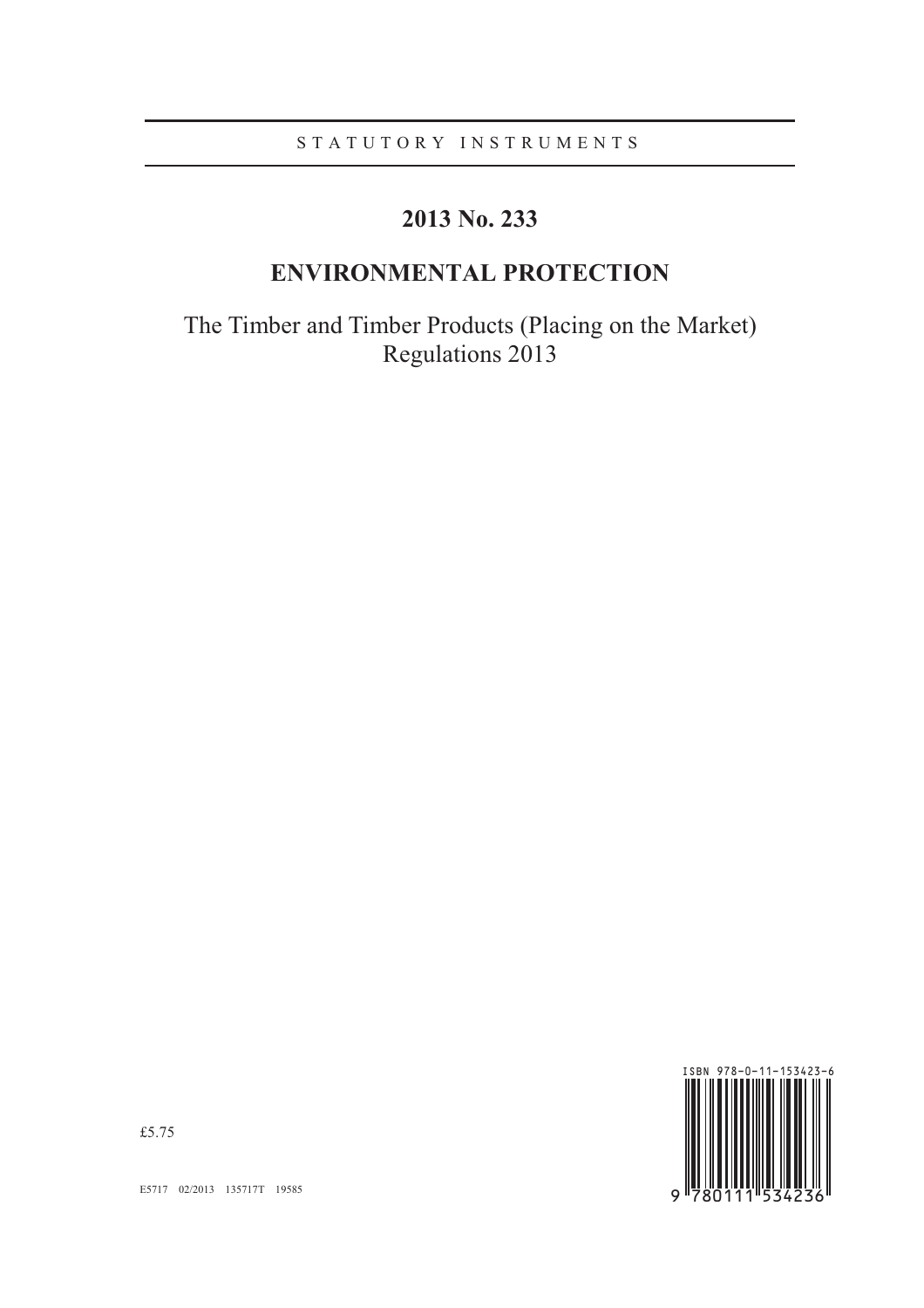STATUTORY INSTRUMENTS

# 2013 No. 233

## ENVIRONMENTAL PROTECTION

The Timber and Timber Products (Placing on the Market) Regulations 2013

ISBN 978-0-11-153423-6

9 780111 534236

£5.75

E5717 02/2013 135717T 19585